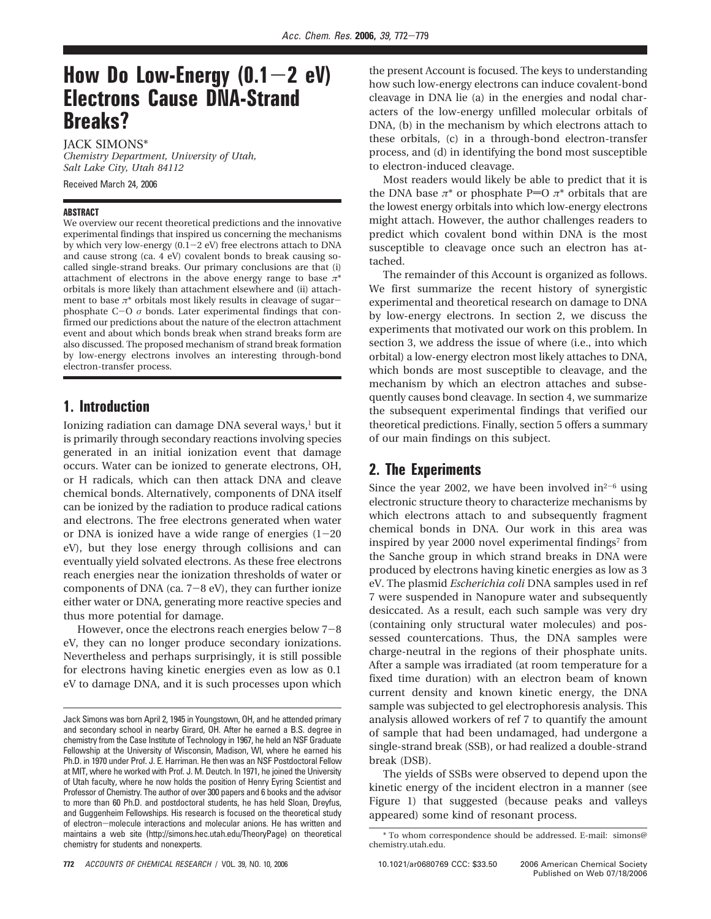# How Do Low-Energy (0.1−2 eV) Electrons Cause DNA-Strand Breaks?

JACK SIMONS*

*Chemistry Department, University of Utah, Salt Lake City, Utah 84112*

Received March 24, 2006

## ABSTRACT

We overview our recent theoretical predictions and the innovative experimental findings that inspired us concerning the mechanisms by which very low-energy (0.1−2 eV) free electrons attach to DNA and cause strong (ca. 4 eV) covalent bonds to break causing so-called single-strand breaks. Our primary conclusions are that (i) attachment of electrons in the above energy range to base $\pi^*$ orbitals is more likely than attachment elsewhere and (ii) attachment to base $\pi^*$ orbitals most likely results in cleavage of sugar−phosphate C−O $\sigma$ bonds. Later experimental findings that confirmed our predictions about the nature of the electron attachment event and about which bonds break when strand breaks form are also discussed. The proposed mechanism of strand break formation by low-energy electrons involves an interesting through-bond electron-transfer process.

## 1. Introduction

Ionizing radiation can damage DNA several ways,[1] but it is primarily through secondary reactions involving species generated in an initial ionization event that damage occurs. Water can be ionized to generate electrons, OH, or H radicals, which can then attack DNA and cleave chemical bonds. Alternatively, components of DNA itself can be ionized by the radiation to produce radical cations and electrons. The free electrons generated when water or DNA is ionized have a wide range of energies (1−20 eV), but they lose energy through collisions and can eventually yield solvated electrons. As these free electrons reach energies near the ionization thresholds of water or components of DNA (ca. 7−8 eV), they can further ionize either water or DNA, generating more reactive species and thus more potential for damage.

However, once the electrons reach energies below 7−8 eV, they can no longer produce secondary ionizations. Nevertheless and perhaps surprisingly, it is still possible for electrons having kinetic energies even as low as 0.1 eV to damage DNA, and it is such processes upon which the present Account is focused. The keys to understanding how such low-energy electrons can induce covalent-bond cleavage in DNA lie (a) in the energies and nodal characters of the low-energy unfilled molecular orbitals of DNA, (b) in the mechanism by which electrons attach to these orbitals, (c) in a through-bond electron-transfer process, and (d) in identifying the bond most susceptible to electron-induced cleavage.

Most readers would likely be able to predict that it is the DNA base $\pi^*$ or phosphate P=O $\pi^*$ orbitals that are the lowest energy orbitals into which low-energy electrons might attach. However, the author challenges readers to predict which covalent bond within DNA is the most susceptible to cleavage once such an electron has attached.

The remainder of this Account is organized as follows. We first summarize the recent history of synergistic experimental and theoretical research on damage to DNA by low-energy electrons. In section 2, we discuss the experiments that motivated our work on this problem. In section 3, we address the issue of where (i.e., into which orbital) a low-energy electron most likely attaches to DNA, which bonds are most susceptible to cleavage, and the mechanism by which an electron attaches and subsequently causes bond cleavage. In section 4, we summarize the subsequent experimental findings that verified our theoretical predictions. Finally, section 5 offers a summary of our main findings on this subject.

## 2. The Experiments

Since the year 2002, we have been involved in[2−6] using electronic structure theory to characterize mechanisms by which electrons attach to and subsequently fragment chemical bonds in DNA. Our work in this area was inspired by year 2000 novel experimental findings[7] from the Sanche group in which strand breaks in DNA were produced by electrons having kinetic energies as low as 3 eV. The plasmid *Escherichia coli* DNA samples used in ref 7 were suspended in Nanopure water and subsequently desiccated. As a result, each such sample was very dry (containing only structural water molecules) and possessed countercations. Thus, the DNA samples were charge-neutral in the regions of their phosphate units. After a sample was irradiated (at room temperature for a fixed time duration) with an electron beam of known current density and known kinetic energy, the DNA sample was subjected to gel electrophoresis analysis. This analysis allowed workers of ref 7 to quantify the amount of sample that had been undamaged, had undergone a single-strand break (SSB), or had realized a double-strand break (DSB).

The yields of SSBs were observed to depend upon the kinetic energy of the incident electron in a manner (see Figure 1) that suggested (because peaks and valleys appeared) some kind of resonant process.

---

Jack Simons was born April 2, 1945 in Youngstown, OH, and he attended primary and secondary school in nearby Girard, OH. After he earned a B.S. degree in chemistry from the Case Institute of Technology in 1967, he held an NSF Graduate Fellowship at the University of Wisconsin, Madison, WI, where he earned his Ph.D. in 1970 under Prof. J. E. Harriman. He then was an NSF Postdoctoral Fellow at MIT, where he worked with Prof. J. M. Deutch. In 1971, he joined the University of Utah faculty, where he now holds the position of Henry Eyring Scientist and Professor of Chemistry. The author of over 300 papers and 6 books and the advisor to more than 60 Ph.D. and postdoctoral students, he has held Sloan, Dreyfus, and Guggenheim Fellowships. His research is focused on the theoretical study of electron−molecule interactions and molecular anions. He has written and maintains a web site (http://simons.hec.utah.edu/TheoryPage) on theoretical chemistry for students and nonexperts.

\* To whom correspondence should be addressed. E-mail: simons@chemistry.utah.edu.

10.1021/ar0680769 CCC: $33.50 2006 American Chemical Society
Published on Web 07/18/2006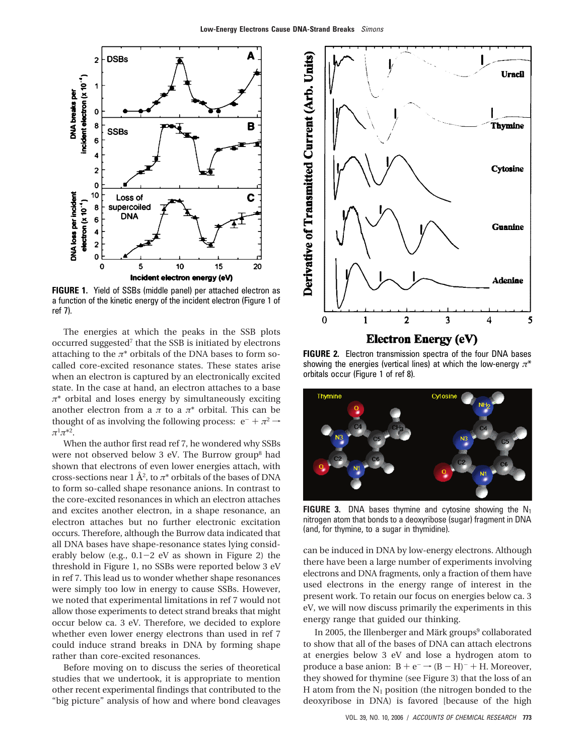**FIGURE 1.** Yield of SSBs (middle panel) per attached electron as a function of the kinetic energy of the incident electron (Figure 1 of ref 7).

The energies at which the peaks in the SSB plots occurred suggested[7] that the SSB is initiated by electrons attaching to the $\pi^*$ orbitals of the DNA bases to form so-called core-excited resonance states. These states arise when an electron is captured by an electronically excited state. In the case at hand, an electron attaches to a base $\pi^*$ orbital and loses energy by simultaneously exciting another electron from a $\pi$ to a $\pi^*$ orbital. This can be thought of as involving the following process: $e^- + \pi^2 \rightarrow \pi^1\pi^{*2}$.

When the author first read ref 7, he wondered why SSBs were not observed below 3 eV. The Burrow group[8] had shown that electrons of even lower energies attach, with cross-sections near 1 Å$^2$, to $\pi^*$ orbitals of the bases of DNA to form so-called shape resonance anions. In contrast to the core-excited resonances in which an electron attaches and excites another electron, in a shape resonance, an electron attaches but no further electronic excitation occurs. Therefore, although the Burrow data indicated that all DNA bases have shape-resonance states lying considerably below (e.g., 0.1−2 eV as shown in Figure 2) the threshold in Figure 1, no SSBs were reported below 3 eV in ref 7. This lead us to wonder whether shape resonances were simply too low in energy to cause SSBs. However, we noted that experimental limitations in ref 7 would not allow those experiments to detect strand breaks that might occur below ca. 3 eV. Therefore, we decided to explore whether even lower energy electrons than used in ref 7 could induce strand breaks in DNA by forming shape rather than core-excited resonances.

Before moving on to discuss the series of theoretical studies that we undertook, it is appropriate to mention other recent experimental findings that contributed to the "big picture" analysis of how and where bond cleavages can be induced in DNA by low-energy electrons. Although there have been a large number of experiments involving electrons and DNA fragments, only a fraction of them have used electrons in the energy range of interest in the present work. To retain our focus on energies below ca. 3 eV, we will now discuss primarily the experiments in this energy range that guided our thinking.

**FIGURE 2.** Electron transmission spectra of the four DNA bases showing the energies (vertical lines) at which the low-energy $\pi^*$ orbitals occur (Figure 1 of ref 8).

**FIGURE 3.** DNA bases thymine and cytosine showing the $N_1$ nitrogen atom that bonds to a deoxyribose (sugar) fragment in DNA (and, for thymine, to a sugar in thymidine).

In 2005, the Illenberger and Märk groups[9] collaborated to show that all of the bases of DNA can attach electrons at energies below 3 eV and lose a hydrogen atom to produce a base anion: $B + e^- \rightarrow (B - H)^- + H$. Moreover, they showed for thymine (see Figure 3) that the loss of an H atom from the $N_1$ position (the nitrogen bonded to the deoxyribose in DNA) is favored [because of the high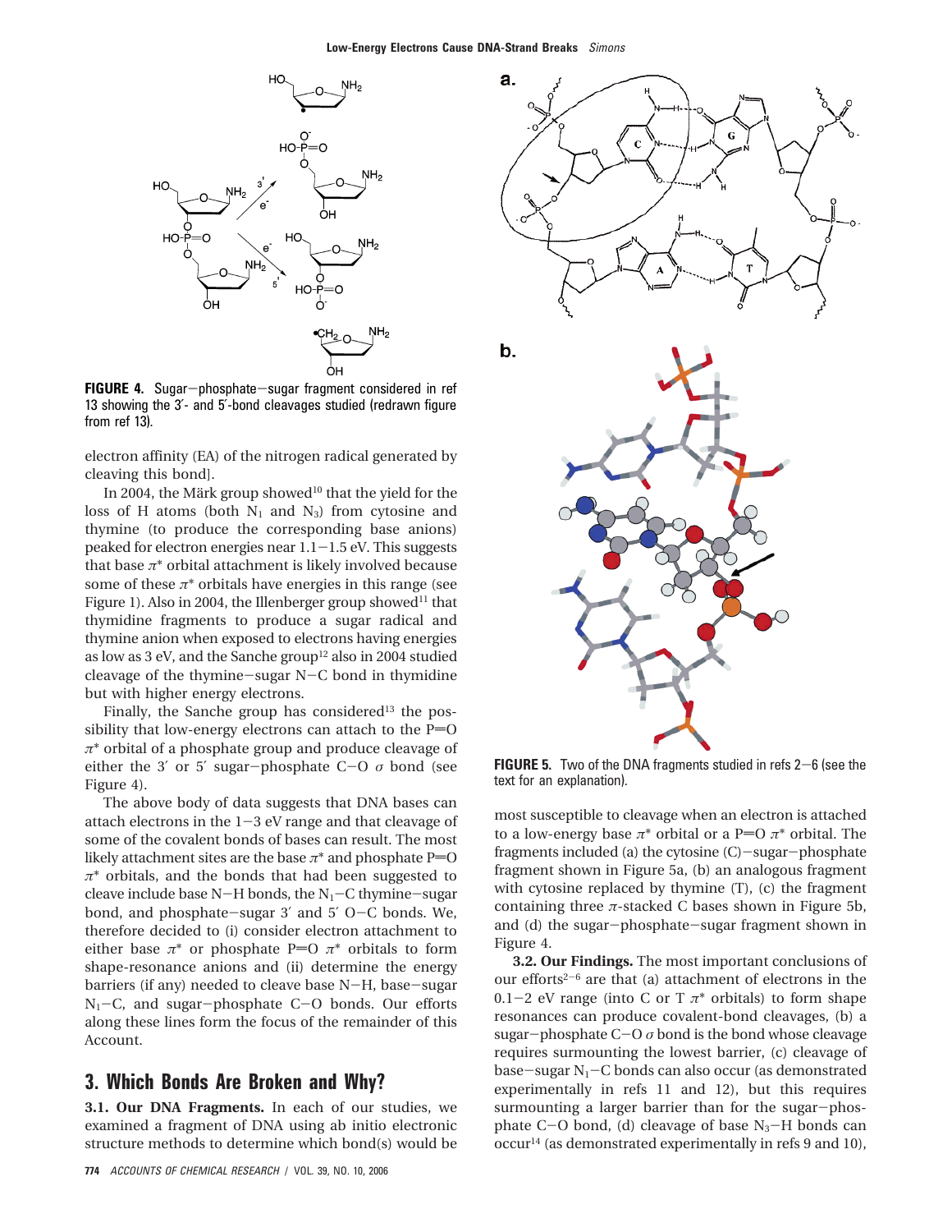FIGURE 4. Sugar−phosphate−sugar fragment considered in ref 13 showing the 3′- and 5′-bond cleavages studied (redrawn figure from ref 13).

electron affinity (EA) of the nitrogen radical generated by cleaving this bond].

In 2004, the Märk group showed[10] that the yield for the loss of H atoms (both $N_1$ and $N_3$) from cytosine and thymine (to produce the corresponding base anions) peaked for electron energies near 1.1−1.5 eV. This suggests that base $\pi^*$ orbital attachment is likely involved because some of these $\pi^*$ orbitals have energies in this range (see Figure 1). Also in 2004, the Illenberger group showed[11] that thymidine fragments to produce a sugar radical and thymine anion when exposed to electrons having energies as low as 3 eV, and the Sanche group[12] also in 2004 studied cleavage of the thymine−sugar N−C bond in thymidine but with higher energy electrons.

Finally, the Sanche group has considered[13] the possibility that low-energy electrons can attach to the P=O $\pi^*$ orbital of a phosphate group and produce cleavage of either the 3′ or 5′ sugar−phosphate C−O $\sigma$ bond (see Figure 4).

The above body of data suggests that DNA bases can attach electrons in the 1−3 eV range and that cleavage of some of the covalent bonds of bases can result. The most likely attachment sites are the base $\pi^*$ and phosphate P=O $\pi^*$ orbitals, and the bonds that had been suggested to cleave include base N−H bonds, the $N_1$−C thymine−sugar bond, and phosphate−sugar 3′ and 5′ O−C bonds. We, therefore decided to (i) consider electron attachment to either base $\pi^*$ or phosphate P=O $\pi^*$ orbitals to form shape-resonance anions and (ii) determine the energy barriers (if any) needed to cleave base N−H, base−sugar $N_1$−C, and sugar−phosphate C−O bonds. Our efforts along these lines form the focus of the remainder of this Account.

## 3. Which Bonds Are Broken and Why?

**3.1. Our DNA Fragments.** In each of our studies, we examined a fragment of DNA using ab initio electronic structure methods to determine which bond(s) would be most susceptible to cleavage when an electron is attached to a low-energy base $\pi^*$ orbital or a P=O $\pi^*$ orbital. The fragments included (a) the cytosine (C)−sugar−phosphate fragment shown in Figure 5a, (b) an analogous fragment with cytosine replaced by thymine (T), (c) the fragment containing three $\pi$-stacked C bases shown in Figure 5b, and (d) the sugar−phosphate−sugar fragment shown in Figure 4.

FIGURE 5. Two of the DNA fragments studied in refs 2−6 (see the text for an explanation).

**3.2. Our Findings.** The most important conclusions of our efforts[2−6] are that (a) attachment of electrons in the 0.1−2 eV range (into C or T $\pi^*$ orbitals) to form shape resonances can produce covalent-bond cleavages, (b) a sugar−phosphate C−O $\sigma$ bond is the bond whose cleavage requires surmounting the lowest barrier, (c) cleavage of base−sugar $N_1$−C bonds can also occur (as demonstrated experimentally in refs 11 and 12), but this requires surmounting a larger barrier than for the sugar−phosphate C−O bond, (d) cleavage of base $N_3$−H bonds can occur[14] (as demonstrated experimentally in refs 9 and 10),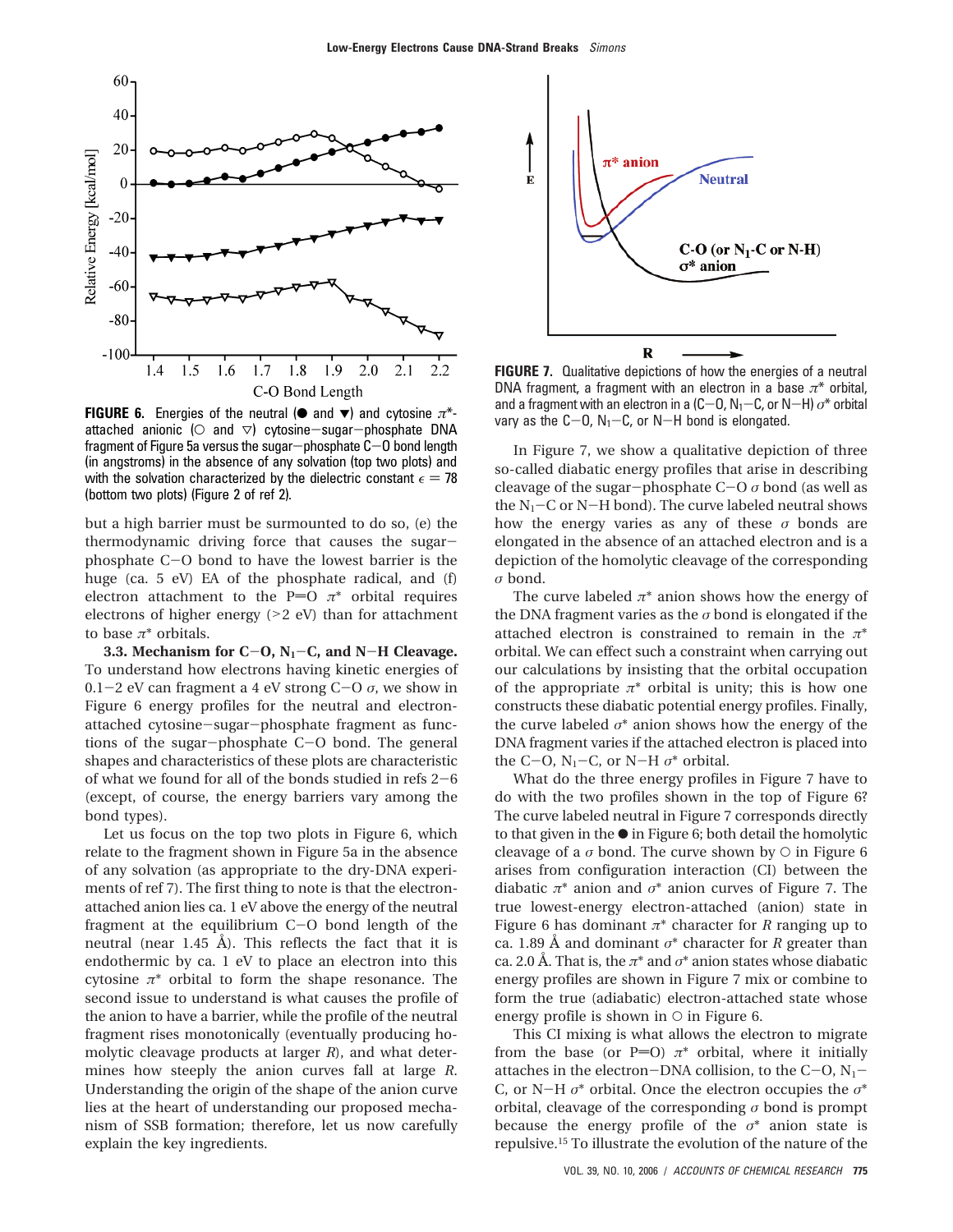**FIGURE 6.** Energies of the neutral (● and ▼) and cytosine $\pi^*$-attached anionic (○ and ▽) cytosine–sugar–phosphate DNA fragment of Figure 5a versus the sugar–phosphate C–O bond length (in angstroms) in the absence of any solvation (top two plots) and with the solvation characterized by the dielectric constant $\epsilon = 78$ (bottom two plots) (Figure 2 of ref 2).

but a high barrier must be surmounted to do so, (e) the thermodynamic driving force that causes the sugar–phosphate C–O bond to have the lowest barrier is the huge (ca. 5 eV) EA of the phosphate radical, and (f) electron attachment to the P=O $\pi^*$ orbital requires electrons of higher energy (>2 eV) than for attachment to base $\pi^*$ orbitals.

**3.3. Mechanism for C–O, $N_1$–C, and N–H Cleavage.** To understand how electrons having kinetic energies of 0.1–2 eV can fragment a 4 eV strong C–O $\sigma$, we show in Figure 6 energy profiles for the neutral and electron-attached cytosine–sugar–phosphate fragment as functions of the sugar–phosphate C–O bond. The general shapes and characteristics of these plots are characteristic of what we found for all of the bonds studied in refs 2–6 (except, of course, the energy barriers vary among the bond types).

Let us focus on the top two plots in Figure 6, which relate to the fragment shown in Figure 5a in the absence of any solvation (as appropriate to the dry-DNA experiments of ref 7). The first thing to note is that the electron-attached anion lies ca. 1 eV above the energy of the neutral fragment at the equilibrium C–O bond length of the neutral (near 1.45 Å). This reflects the fact that it is endothermic by ca. 1 eV to place an electron into this cytosine $\pi^*$ orbital to form the shape resonance. The second issue to understand is what causes the profile of the anion to have a barrier, while the profile of the neutral fragment rises monotonically (eventually producing homolytic cleavage products at larger $R$), and what determines how steeply the anion curves fall at large $R$. Understanding the origin of the shape of the anion curve lies at the heart of understanding our proposed mechanism of SSB formation; therefore, let us now carefully explain the key ingredients.

**FIGURE 7.** Qualitative depictions of how the energies of a neutral DNA fragment, a fragment with an electron in a base $\pi^*$ orbital, and a fragment with an electron in a (C–O, $N_1$–C, or N–H) $\sigma^*$ orbital vary as the C–O, $N_1$–C, or N–H bond is elongated.

In Figure 7, we show a qualitative depiction of three so-called diabatic energy profiles that arise in describing cleavage of the sugar–phosphate C–O $\sigma$ bond (as well as the $N_1$–C or N–H bond). The curve labeled neutral shows how the energy varies as any of these $\sigma$ bonds are elongated in the absence of an attached electron and is a depiction of the homolytic cleavage of the corresponding $\sigma$ bond.

The curve labeled $\pi^*$ anion shows how the energy of the DNA fragment varies as the $\sigma$ bond is elongated if the attached electron is constrained to remain in the $\pi^*$ orbital. We can effect such a constraint when carrying out our calculations by insisting that the orbital occupation of the appropriate $\pi^*$ orbital is unity; this is how one constructs these diabatic potential energy profiles. Finally, the curve labeled $\sigma^*$ anion shows how the energy of the DNA fragment varies if the attached electron is placed into the C–O, $N_1$–C, or N–H $\sigma^*$ orbital.

What do the three energy profiles in Figure 7 have to do with the two profiles shown in the top of Figure 6? The curve labeled neutral in Figure 7 corresponds directly to that given in the ● in Figure 6; both detail the homolytic cleavage of a $\sigma$ bond. The curve shown by ○ in Figure 6 arises from configuration interaction (CI) between the diabatic $\pi^*$ anion and $\sigma^*$ anion curves of Figure 7. The true lowest-energy electron-attached (anion) state in Figure 6 has dominant $\pi^*$ character for $R$ ranging up to ca. 1.89 Å and dominant $\sigma^*$ character for $R$ greater than ca. 2.0 Å. That is, the $\pi^*$ and $\sigma^*$ anion states whose diabatic energy profiles are shown in Figure 7 mix or combine to form the true (adiabatic) electron-attached state whose energy profile is shown in ○ in Figure 6.

This CI mixing is what allows the electron to migrate from the base (or P=O) $\pi^*$ orbital, where it initially attaches in the electron–DNA collision, to the C–O, $N_1$–C, or N–H $\sigma^*$ orbital. Once the electron occupies the $\sigma^*$ orbital, cleavage of the corresponding $\sigma$ bond is prompt because the energy profile of the $\sigma^*$ anion state is repulsive.[15] To illustrate the evolution of the nature of the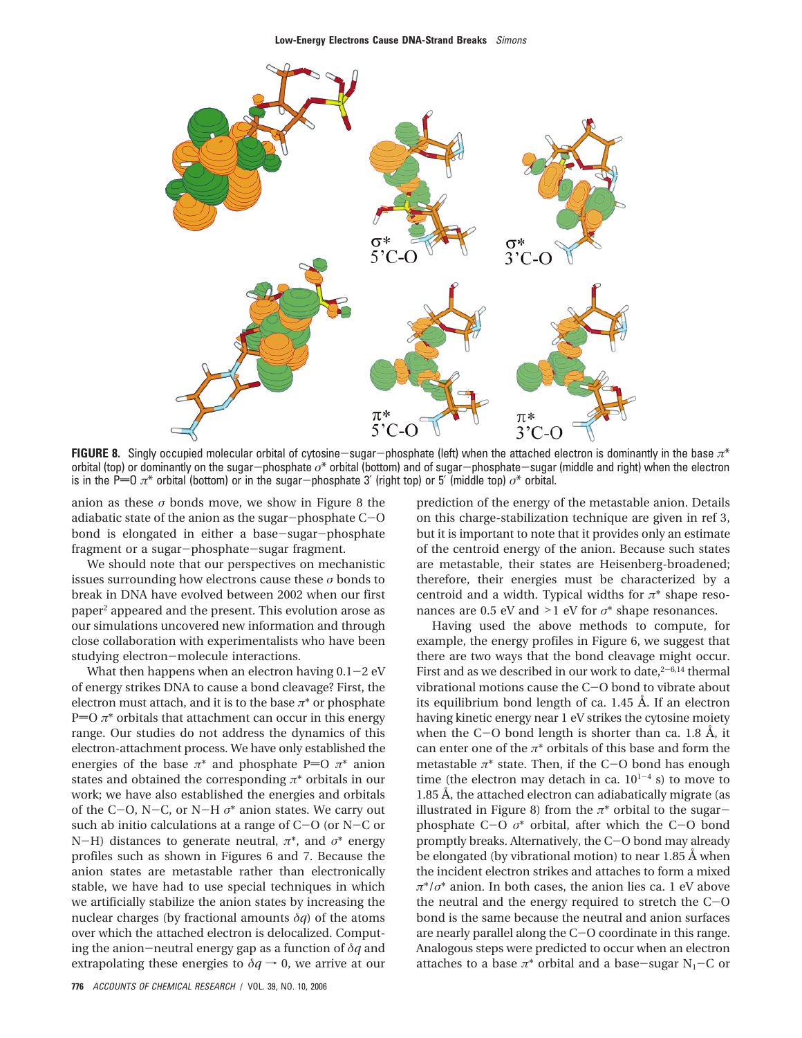FIGURE 8. Singly occupied molecular orbital of cytosine−sugar−phosphate (left) when the attached electron is dominantly in the base $\pi^*$ orbital (top) or dominantly on the sugar−phosphate $\sigma^*$ orbital (bottom) and of sugar−phosphate−sugar (middle and right) when the electron is in the P=O $\pi^*$ orbital (bottom) or in the sugar−phosphate 3′ (right top) or 5′ (middle top) $\sigma^*$ orbital.

anion as these $\sigma$ bonds move, we show in Figure 8 the adiabatic state of the anion as the sugar−phosphate C−O bond is elongated in either a base−sugar−phosphate fragment or a sugar−phosphate−sugar fragment.

We should note that our perspectives on mechanistic issues surrounding how electrons cause these $\sigma$ bonds to break in DNA have evolved between 2002 when our first paper[2] appeared and the present. This evolution arose as our simulations uncovered new information and through close collaboration with experimentalists who have been studying electron−molecule interactions.

What then happens when an electron having 0.1−2 eV of energy strikes DNA to cause a bond cleavage? First, the electron must attach, and it is to the base $\pi^*$ or phosphate P=O $\pi^*$ orbitals that attachment can occur in this energy range. Our studies do not address the dynamics of this electron-attachment process. We have only established the energies of the base $\pi^*$ and phosphate P=O $\pi^*$ anion states and obtained the corresponding $\pi^*$ orbitals in our work; we have also established the energies and orbitals of the C−O, N−C, or N−H $\sigma^*$ anion states. We carry out such ab initio calculations at a range of C−O (or N−C or N−H) distances to generate neutral, $\pi^*$, and $\sigma^*$ energy profiles such as shown in Figures 6 and 7. Because the anion states are metastable rather than electronically stable, we have had to use special techniques in which we artificially stabilize the anion states by increasing the nuclear charges (by fractional amounts $\delta q$) of the atoms over which the attached electron is delocalized. Computing the anion−neutral energy gap as a function of $\delta q$ and extrapolating these energies to $\delta q \to 0$, we arrive at our prediction of the energy of the metastable anion. Details on this charge-stabilization technique are given in ref 3, but it is important to note that it provides only an estimate of the centroid energy of the anion. Because such states are metastable, their states are Heisenberg-broadened; therefore, their energies must be characterized by a centroid and a width. Typical widths for $\pi^*$ shape resonances are 0.5 eV and >1 eV for $\sigma^*$ shape resonances.

Having used the above methods to compute, for example, the energy profiles in Figure 6, we suggest that there are two ways that the bond cleavage might occur. First and as we described in our work to date,[2−6,14] thermal vibrational motions cause the C−O bond to vibrate about its equilibrium bond length of ca. 1.45 Å. If an electron having kinetic energy near 1 eV strikes the cytosine moiety when the C−O bond length is shorter than ca. 1.8 Å, it can enter one of the $\pi^*$ orbitals of this base and form the metastable $\pi^*$ state. Then, if the C−O bond has enough time (the electron may detach in ca. $10^{1-4}$ s) to move to 1.85 Å, the attached electron can adiabatically migrate (as illustrated in Figure 8) from the $\pi^*$ orbital to the sugar−phosphate C−O $\sigma^*$ orbital, after which the C−O bond promptly breaks. Alternatively, the C−O bond may already be elongated (by vibrational motion) to near 1.85 Å when the incident electron strikes and attaches to form a mixed $\pi^*/\sigma^*$ anion. In both cases, the anion lies ca. 1 eV above the neutral and the energy required to stretch the C−O bond is the same because the neutral and anion surfaces are nearly parallel along the C−O coordinate in this range. Analogous steps were predicted to occur when an electron attaches to a base $\pi^*$ orbital and a base−sugar $N_1$−C or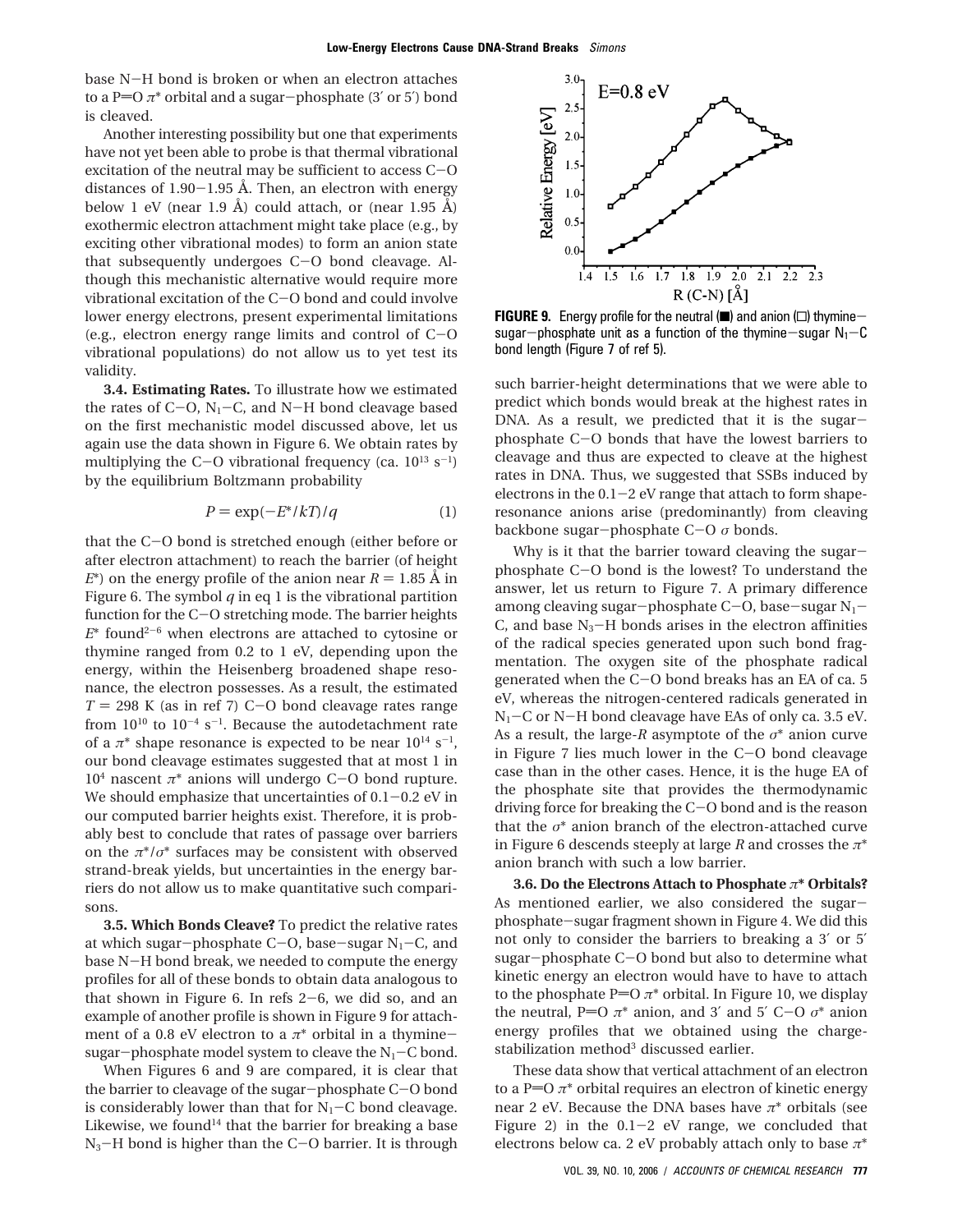base N–H bond is broken or when an electron attaches to a P=O $\pi^*$ orbital and a sugar–phosphate (3′ or 5′) bond is cleaved.

Another interesting possibility but one that experiments have not yet been able to probe is that thermal vibrational excitation of the neutral may be sufficient to access C–O distances of 1.90–1.95 Å. Then, an electron with energy below 1 eV (near 1.9 Å) could attach, or (near 1.95 Å) exothermic electron attachment might take place (e.g., by exciting other vibrational modes) to form an anion state that subsequently undergoes C–O bond cleavage. Although this mechanistic alternative would require more vibrational excitation of the C–O bond and could involve lower energy electrons, present experimental limitations (e.g., electron energy range limits and control of C–O vibrational populations) do not allow us to yet test its validity.

**3.4. Estimating Rates.** To illustrate how we estimated the rates of C–O, $N_1$–C, and N–H bond cleavage based on the first mechanistic model discussed above, let us again use the data shown in Figure 6. We obtain rates by multiplying the C–O vibrational frequency (ca. $10^{13}$ s$^{-1}$) by the equilibrium Boltzmann probability

$$P = \exp(-E^*/kT)/q \tag{1}$$

that the C–O bond is stretched enough (either before or after electron attachment) to reach the barrier (of height $E^*$) on the energy profile of the anion near $R = 1.85$ Å in Figure 6. The symbol $q$ in eq 1 is the vibrational partition function for the C–O stretching mode. The barrier heights $E^*$ found[2–6] when electrons are attached to cytosine or thymine ranged from 0.2 to 1 eV, depending upon the energy, within the Heisenberg broadened shape resonance, the electron possesses. As a result, the estimated $T = 298$ K (as in ref 7) C–O bond cleavage rates range from $10^{10}$ to $10^{-4}$ s$^{-1}$. Because the autodetachment rate of a $\pi^*$ shape resonance is expected to be near $10^{14}$ s$^{-1}$, our bond cleavage estimates suggested that at most 1 in $10^4$ nascent $\pi^*$ anions will undergo C–O bond rupture. We should emphasize that uncertainties of 0.1–0.2 eV in our computed barrier heights exist. Therefore, it is probably best to conclude that rates of passage over barriers on the $\pi^*/\sigma^*$ surfaces may be consistent with observed strand-break yields, but uncertainties in the energy barriers do not allow us to make quantitative such comparisons.

**3.5. Which Bonds Cleave?** To predict the relative rates at which sugar–phosphate C–O, base–sugar $N_1$–C, and base N–H bond break, we needed to compute the energy profiles for all of these bonds to obtain data analogous to that shown in Figure 6. In refs 2–6, we did so, and an example of another profile is shown in Figure 9 for attachment of a 0.8 eV electron to a $\pi^*$ orbital in a thymine–sugar–phosphate model system to cleave the $N_1$–C bond.

When Figures 6 and 9 are compared, it is clear that the barrier to cleavage of the sugar–phosphate C–O bond is considerably lower than that for $N_1$–C bond cleavage. Likewise, we found[14] that the barrier for breaking a base $N_3$–H bond is higher than the C–O barrier. It is through

**FIGURE 9.** Energy profile for the neutral (■) and anion (□) thymine–sugar–phosphate unit as a function of the thymine–sugar $N_1$–C bond length (Figure 7 of ref 5).

such barrier-height determinations that we were able to predict which bonds would break at the highest rates in DNA. As a result, we predicted that it is the sugar–phosphate C–O bonds that have the lowest barriers to cleavage and thus are expected to cleave at the highest rates in DNA. Thus, we suggested that SSBs induced by electrons in the 0.1–2 eV range that attach to form shape-resonance anions arise (predominantly) from cleaving backbone sugar–phosphate C–O $\sigma$ bonds.

Why is it that the barrier toward cleaving the sugar–phosphate C–O bond is the lowest? To understand the answer, let us return to Figure 7. A primary difference among cleaving sugar–phosphate C–O, base–sugar $N_1$–C, and base $N_3$–H bonds arises in the electron affinities of the radical species generated upon such bond fragmentation. The oxygen site of the phosphate radical generated when the C–O bond breaks has an EA of ca. 5 eV, whereas the nitrogen-centered radicals generated in $N_1$–C or N–H bond cleavage have EAs of only ca. 3.5 eV. As a result, the large-$R$ asymptote of the $\sigma^*$ anion curve in Figure 7 lies much lower in the C–O bond cleavage case than in the other cases. Hence, it is the huge EA of the phosphate site that provides the thermodynamic driving force for breaking the C–O bond and is the reason that the $\sigma^*$ anion branch of the electron-attached curve in Figure 6 descends steeply at large $R$ and crosses the $\pi^*$ anion branch with such a low barrier.

**3.6. Do the Electrons Attach to Phosphate $\pi^*$ Orbitals?** As mentioned earlier, we also considered the sugar–phosphate–sugar fragment shown in Figure 4. We did this not only to consider the barriers to breaking a 3′ or 5′ sugar–phosphate C–O bond but also to determine what kinetic energy an electron would have to have to attach to the phosphate P=O $\pi^*$ orbital. In Figure 10, we display the neutral, P=O $\pi^*$ anion, and 3′ and 5′ C–O $\sigma^*$ anion energy profiles that we obtained using the charge-stabilization method[3] discussed earlier.

These data show that vertical attachment of an electron to a P=O $\pi^*$ orbital requires an electron of kinetic energy near 2 eV. Because the DNA bases have $\pi^*$ orbitals (see Figure 2) in the 0.1–2 eV range, we concluded that electrons below ca. 2 eV probably attach only to base $\pi^*$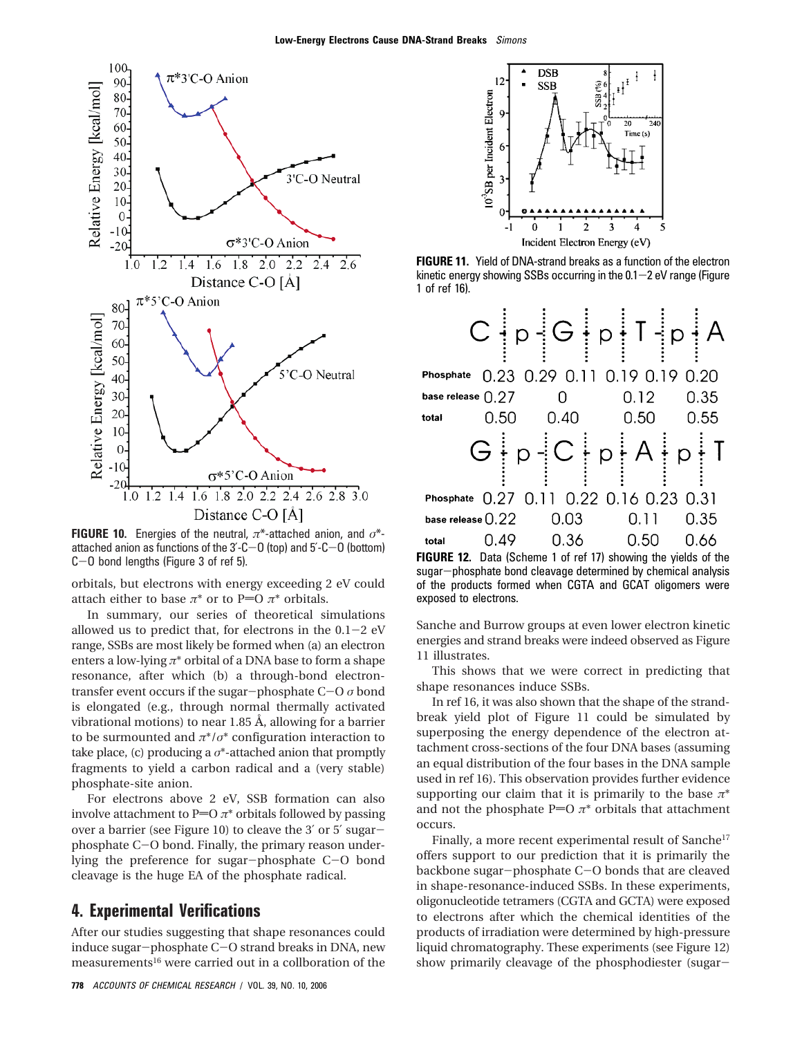**FIGURE 10.** Energies of the neutral, $\pi^*$-attached anion, and $\sigma^*$-attached anion as functions of the 3′-C–O (top) and 5′-C–O (bottom) C–O bond lengths (Figure 3 of ref 5).

orbitals, but electrons with energy exceeding 2 eV could attach either to base $\pi^*$ or to P=O $\pi^*$ orbitals.

In summary, our series of theoretical simulations allowed us to predict that, for electrons in the 0.1–2 eV range, SSBs are most likely be formed when (a) an electron enters a low-lying $\pi^*$ orbital of a DNA base to form a shape resonance, after which (b) a through-bond electron-transfer event occurs if the sugar–phosphate C–O $\sigma$ bond is elongated (e.g., through normal thermally activated vibrational motions) to near 1.85 Å, allowing for a barrier to be surmounted and $\pi^*/\sigma^*$ configuration interaction to take place, (c) producing a $\sigma^*$-attached anion that promptly fragments to yield a carbon radical and a (very stable) phosphate-site anion.

For electrons above 2 eV, SSB formation can also involve attachment to P=O $\pi^*$ orbitals followed by passing over a barrier (see Figure 10) to cleave the 3′ or 5′ sugar–phosphate C–O bond. Finally, the primary reason underlying the preference for sugar–phosphate C–O bond cleavage is the huge EA of the phosphate radical.

## 4. Experimental Verifications

After our studies suggesting that shape resonances could induce sugar–phosphate C–O strand breaks in DNA, new measurements[16] were carried out in a collboration of the Sanche and Burrow groups at even lower electron kinetic energies and strand breaks were indeed observed as Figure 11 illustrates.

**FIGURE 11.** Yield of DNA-strand breaks as a function of the electron kinetic energy showing SSBs occurring in the 0.1–2 eV range (Figure 1 of ref 16).

| | C | | p | | G | | p | | T | | p | | A |
|---|---|---|---|---|---|---|---|---|---|---|---|---|---|
| Phosphate | | 0.23 | | 0.29 | | 0.11 | | 0.19 | | 0.19 | | 0.20 | |
| base release | 0.27 | | | | 0 | | | | 0.12 | | | | 0.35 |
| total | 0.50 | | | | 0.40 | | | | 0.50 | | | | 0.55 |

| | G | | p | | C | | p | | A | | p | | T |
|---|---|---|---|---|---|---|---|---|---|---|---|---|---|
| Phosphate | | 0.27 | | 0.11 | | 0.22 | | 0.16 | | 0.23 | | 0.31 | |
| base release | 0.22 | | | | 0.03 | | | | 0.11 | | | | 0.35 |
| total | 0.49 | | | | 0.36 | | | | 0.50 | | | | 0.66 |

**FIGURE 12.** Data (Scheme 1 of ref 17) showing the yields of the sugar–phosphate bond cleavage determined by chemical analysis of the products formed when CGTA and GCAT oligomers were exposed to electrons.

This shows that we were correct in predicting that shape resonances induce SSBs.

In ref 16, it was also shown that the shape of the strand-break yield plot of Figure 11 could be simulated by superposing the energy dependence of the electron attachment cross-sections of the four DNA bases (assuming an equal distribution of the four bases in the DNA sample used in ref 16). This observation provides further evidence supporting our claim that it is primarily to the base $\pi^*$ and not the phosphate P=O $\pi^*$ orbitals that attachment occurs.

Finally, a more recent experimental result of Sanche[17] offers support to our prediction that it is primarily the backbone sugar–phosphate C–O bonds that are cleaved in shape-resonance-induced SSBs. In these experiments, oligonucleotide tetramers (CGTA and GCTA) were exposed to electrons after which the chemical identities of the products of irradiation were determined by high-pressure liquid chromatography. These experiments (see Figure 12) show primarily cleavage of the phosphodiester (sugar–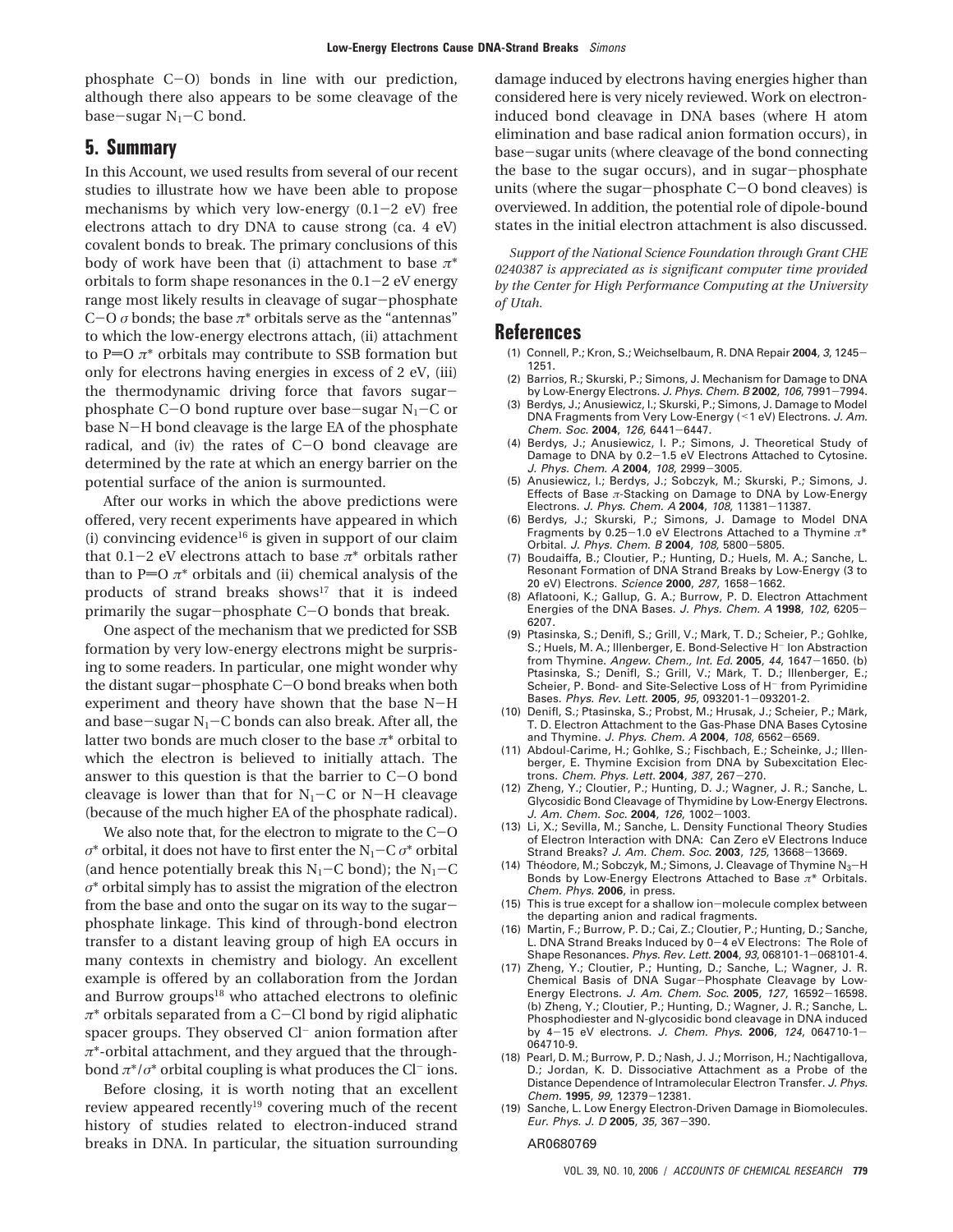phosphate C–O) bonds in line with our prediction, although there also appears to be some cleavage of the base–sugar $N_1$–C bond.

## 5. Summary

In this Account, we used results from several of our recent studies to illustrate how we have been able to propose mechanisms by which very low-energy (0.1–2 eV) free electrons attach to dry DNA to cause strong (ca. 4 eV) covalent bonds to break. The primary conclusions of this body of work have been that (i) attachment to base $\pi^*$ orbitals to form shape resonances in the 0.1–2 eV energy range most likely results in cleavage of sugar–phosphate C–O $\sigma$ bonds; the base $\pi^*$ orbitals serve as the "antennas" to which the low-energy electrons attach, (ii) attachment to P=O $\pi^*$ orbitals may contribute to SSB formation but only for electrons having energies in excess of 2 eV, (iii) the thermodynamic driving force that favors sugar–phosphate C–O bond rupture over base–sugar $N_1$–C or base N–H bond cleavage is the large EA of the phosphate radical, and (iv) the rates of C–O bond cleavage are determined by the rate at which an energy barrier on the potential surface of the anion is surmounted.

After our works in which the above predictions were offered, very recent experiments have appeared in which (i) convincing evidence[16] is given in support of our claim that 0.1–2 eV electrons attach to base $\pi^*$ orbitals rather than to P=O $\pi^*$ orbitals and (ii) chemical analysis of the products of strand breaks shows[17] that it is indeed primarily the sugar–phosphate C–O bonds that break.

One aspect of the mechanism that we predicted for SSB formation by very low-energy electrons might be surprising to some readers. In particular, one might wonder why the distant sugar–phosphate C–O bond breaks when both experiment and theory have shown that the base N–H and base–sugar $N_1$–C bonds can also break. After all, the latter two bonds are much closer to the base $\pi^*$ orbital to which the electron is believed to initially attach. The answer to this question is that the barrier to C–O bond cleavage is lower than that for $N_1$–C or N–H cleavage (because of the much higher EA of the phosphate radical).

We also note that, for the electron to migrate to the C–O $\sigma^*$ orbital, it does not have to first enter the $N_1$–C $\sigma^*$ orbital (and hence potentially break this $N_1$–C bond); the $N_1$–C $\sigma^*$ orbital simply has to assist the migration of the electron from the base and onto the sugar on its way to the sugar–phosphate linkage. This kind of through-bond electron transfer to a distant leaving group of high EA occurs in many contexts in chemistry and biology. An excellent example is offered by an collaboration from the Jordan and Burrow groups[18] who attached electrons to olefinic $\pi^*$ orbitals separated from a C–Cl bond by rigid aliphatic spacer groups. They observed $Cl^-$ anion formation after $\pi^*$-orbital attachment, and they argued that the through-bond $\pi^*/\sigma^*$ orbital coupling is what produces the $Cl^-$ ions.

Before closing, it is worth noting that an excellent review appeared recently[19] covering much of the recent history of studies related to electron-induced strand breaks in DNA. In particular, the situation surrounding damage induced by electrons having energies higher than considered here is very nicely reviewed. Work on electron-induced bond cleavage in DNA bases (where H atom elimination and base radical anion formation occurs), in base–sugar units (where cleavage of the bond connecting the base to the sugar occurs), and in sugar–phosphate units (where the sugar–phosphate C–O bond cleaves) is overviewed. In addition, the potential role of dipole-bound states in the initial electron attachment is also discussed.

*Support of the National Science Foundation through Grant CHE 0240387 is appreciated as is significant computer time provided by the Center for High Performance Computing at the University of Utah.*

## References

(1) Connell, P.; Kron, S.; Weichselbaum, R. DNA Repair **2004**, *3*, 1245–1251.

(2) Barrios, R.; Skurski, P.; Simons, J. Mechanism for Damage to DNA by Low-Energy Electrons. *J. Phys. Chem. B* **2002**, *106*, 7991–7994.

(3) Berdys, J.; Anusiewicz, I.; Skurski, P.; Simons, J. Damage to Model DNA Fragments from Very Low-Energy (<1 eV) Electrons. *J. Am. Chem. Soc.* **2004**, *126*, 6441–6447.

(4) Berdys, J.; Anusiewicz, I. P.; Skurski, P.; Simons, J. Theoretical Study of Damage to DNA by 0.2–1.5 eV Electrons Attached to Cytosine. *J. Phys. Chem. A* **2004**, *108*, 2999–3005.

(5) Anusiewicz, I.; Berdys, J.; Sobczyk, M.; Skurski, P.; Simons, J. Effects of Base $\pi$-Stacking on Damage to DNA by Low-Energy Electrons. *J. Phys. Chem. A* **2004**, *108*, 11381–11387.

(6) Berdys, J.; Skurski, P.; Simons, J. Damage to Model DNA Fragments by 0.25–1.0 eV Electrons Attached to a Thymine $\pi^*$ Orbital. *J. Phys. Chem. B* **2004**, *108*, 5800–5805.

(7) Boudaïffa, B.; Cloutier, P.; Hunting, D.; Huels, M. A.; Sanche, L. Resonant Formation of DNA Strand Breaks by Low-Energy (3 to 20 eV) Electrons. *Science* **2000**, *287*, 1658–1662.

(8) Aflatooni, K.; Gallup, G. A.; Burrow, P. D. Electron Attachment Energies of the DNA Bases. *J. Phys. Chem. A* **1998**, *102*, 6205–6207.

(9) Ptasinska, S.; Denifl, S.; Grill, V.; Märk, T. D.; Scheier, P.; Gohlke, S.; Huels, M. A.; Illenberger, E. Bond-Selective $H^-$ Ion Abstraction from Thymine. *Angew. Chem., Int. Ed.* **2005**, *44*, 1647–1650. (b) Ptasinska, S.; Denifl, S.; Grill, V.; Märk, T. D.; Illenberger, E.; Scheier, P. Bond- and Site-Selective Loss of $H^-$ from Pyrimidine Bases. *Phys. Rev. Lett.* **2005**, *95*, 093201-1–093201-2.

(10) Denifl, S.; Ptasinska, S.; Probst, M.; Hrusak, J.; Scheier, P.; Märk, T. D. Electron Attachment to the Gas-Phase DNA Bases Cytosine and Thymine. *J. Phys. Chem. A* **2004**, *108*, 6562–6569.

(11) Abdoul-Carime, H.; Gohlke, S.; Fischbach, E.; Scheinke, J.; Illenberger, E. Thymine Excision from DNA by Subexcitation Electrons. *Chem. Phys. Lett.* **2004**, *387*, 267–270.

(12) Zheng, Y.; Cloutier, P.; Hunting, D. J.; Wagner, J. R.; Sanche, L. Glycosidic Bond Cleavage of Thymidine by Low-Energy Electrons. *J. Am. Chem. Soc.* **2004**, *126*, 1002–1003.

(13) Li, X.; Sevilla, M.; Sanche, L. Density Functional Theory Studies of Electron Interaction with DNA: Can Zero eV Electrons Induce Strand Breaks? *J. Am. Chem. Soc.* **2003**, *125*, 13668–13669.

(14) Théodore, M.; Sobczyk, M.; Simons, J. Cleavage of Thymine $N_3$–H Bonds by Low-Energy Electrons Attached to Base $\pi^*$ Orbitals. *Chem. Phys.* **2006**, in press.

(15) This is true except for a shallow ion–molecule complex between the departing anion and radical fragments.

(16) Martin, F.; Burrow, P. D.; Cai, Z.; Cloutier, P.; Hunting, D.; Sanche, L. DNA Strand Breaks Induced by 0–4 eV Electrons: The Role of Shape Resonances. *Phys. Rev. Lett.* **2004**, *93*, 068101-1–068101-4.

(17) Zheng, Y.; Cloutier, P.; Hunting, D.; Sanche, L.; Wagner, J. R. Chemical Basis of DNA Sugar–Phosphate Cleavage by Low-Energy Electrons. *J. Am. Chem. Soc.* **2005**, *127*, 16592–16598. (b) Zheng, Y.; Cloutier, P.; Hunting, D.; Wagner, J. R.; Sanche, L. Phosphodiester and N-glycosidic bond cleavage in DNA induced by 4–15 eV electrons. *J. Chem. Phys.* **2006**, *124*, 064710-1–064710-9.

(18) Pearl, D. M.; Burrow, P. D.; Nash, J. J.; Morrison, H.; Nachtigallova, D.; Jordan, K. D. Dissociative Attachment as a Probe of the Distance Dependence of Intramolecular Electron Transfer. *J. Phys. Chem.* **1995**, *99*, 12379–12381.

(19) Sanche, L. Low Energy Electron-Driven Damage in Biomolecules. *Eur. Phys. J. D* **2005**, *35*, 367–390.

AR0680769